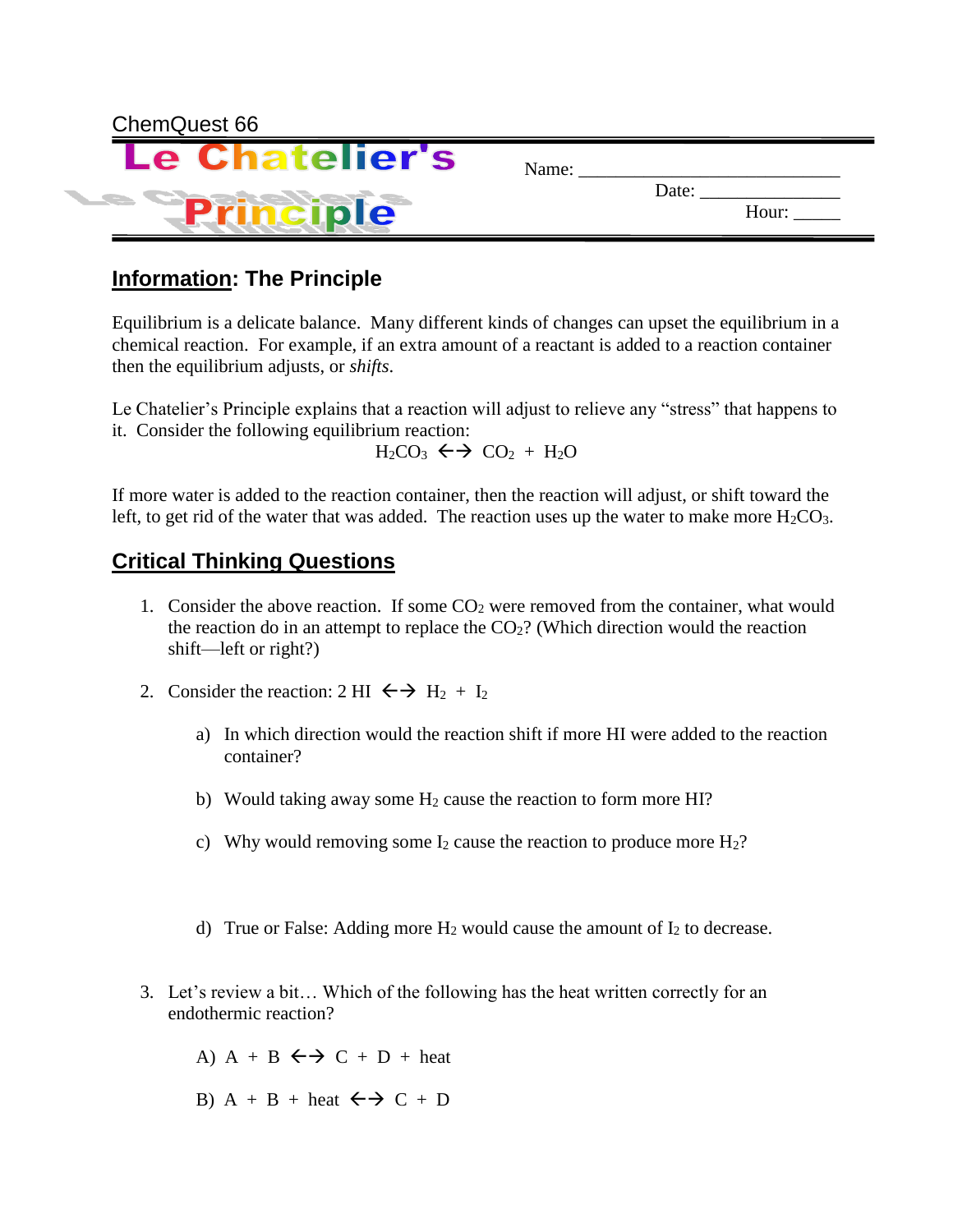ChemQuest 66

# Le Chatelier's Principle

Name: ______________________________

Date: _______________

Hour: _____

## Information: The Principle

Equilibrium is a delicate balance. Many different kinds of changes can upset the equilibrium in a chemical reaction. For example, if an extra amount of a reactant is added to a reaction container then the equilibrium adjusts, or *shifts*.

Le Chatelier's Principle explains that a reaction will adjust to relieve any "stress" that happens to it. Consider the following equilibrium reaction:

$$H_2CO_3 \leftrightarrow CO_2 + H_2O$$

If more water is added to the reaction container, then the reaction will adjust, or shift toward the left, to get rid of the water that was added. The reaction uses up the water to make more $H_2CO_3$.

## Critical Thinking Questions

1. Consider the above reaction. If some $CO_2$ were removed from the container, what would the reaction do in an attempt to replace the $CO_2$? (Which direction would the reaction shift—left or right?)

2. Consider the reaction: $2\,HI \leftrightarrow H_2 + I_2$

   a) In which direction would the reaction shift if more HI were added to the reaction container?

   b) Would taking away some $H_2$ cause the reaction to form more HI?

   c) Why would removing some $I_2$ cause the reaction to produce more $H_2$?

   d) True or False: Adding more $H_2$ would cause the amount of $I_2$ to decrease.

3. Let's review a bit… Which of the following has the heat written correctly for an endothermic reaction?

   A) $A + B \leftrightarrow C + D + \text{heat}$

   B) $A + B + \text{heat} \leftrightarrow C + D$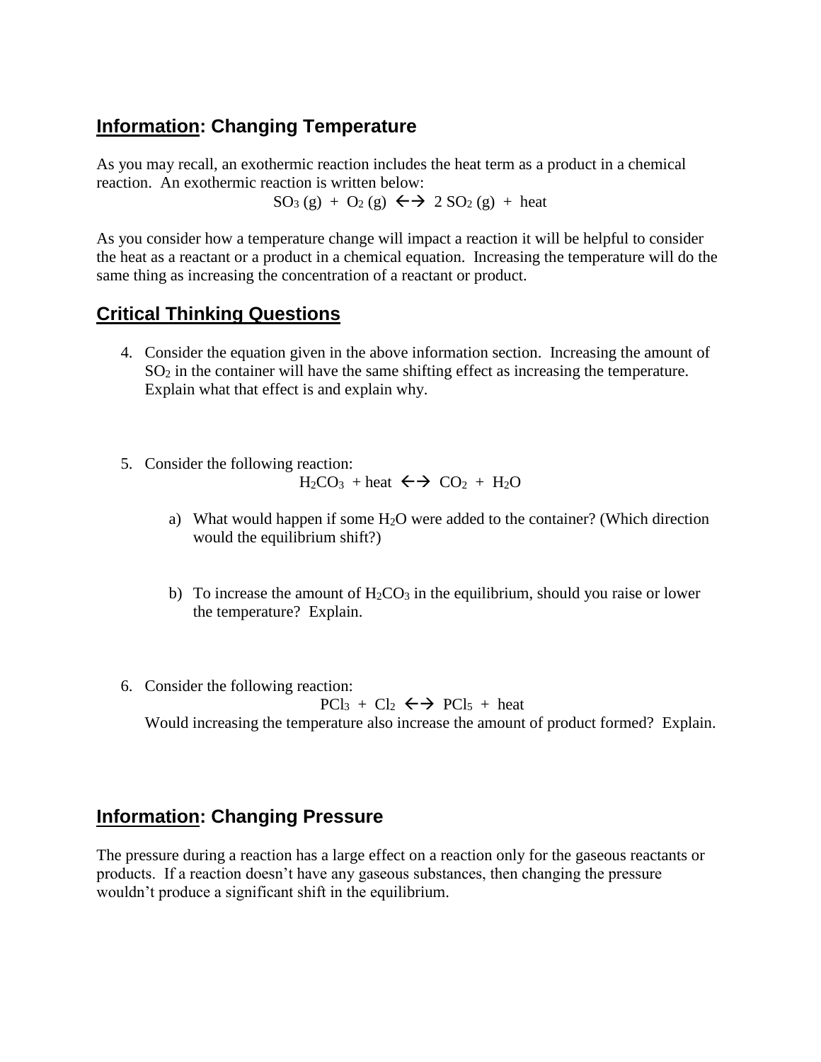## Information: Changing Temperature

As you may recall, an exothermic reaction includes the heat term as a product in a chemical reaction. An exothermic reaction is written below:

$$SO_3\,(g) + O_2\,(g) \leftrightarrow 2\,SO_2\,(g) + \text{heat}$$

As you consider how a temperature change will impact a reaction it will be helpful to consider the heat as a reactant or a product in a chemical equation. Increasing the temperature will do the same thing as increasing the concentration of a reactant or product.

## Critical Thinking Questions

4. Consider the equation given in the above information section. Increasing the amount of $SO_2$ in the container will have the same shifting effect as increasing the temperature. Explain what that effect is and explain why.

5. Consider the following reaction:

$$H_2CO_3 + \text{heat} \leftrightarrow CO_2 + H_2O$$

   a) What would happen if some $H_2O$ were added to the container? (Which direction would the equilibrium shift?)

   b) To increase the amount of $H_2CO_3$ in the equilibrium, should you raise or lower the temperature? Explain.

6. Consider the following reaction:

$$PCl_3 + Cl_2 \leftrightarrow PCl_5 + \text{heat}$$

   Would increasing the temperature also increase the amount of product formed? Explain.

## Information: Changing Pressure

The pressure during a reaction has a large effect on a reaction only for the gaseous reactants or products. If a reaction doesn't have any gaseous substances, then changing the pressure wouldn't produce a significant shift in the equilibrium.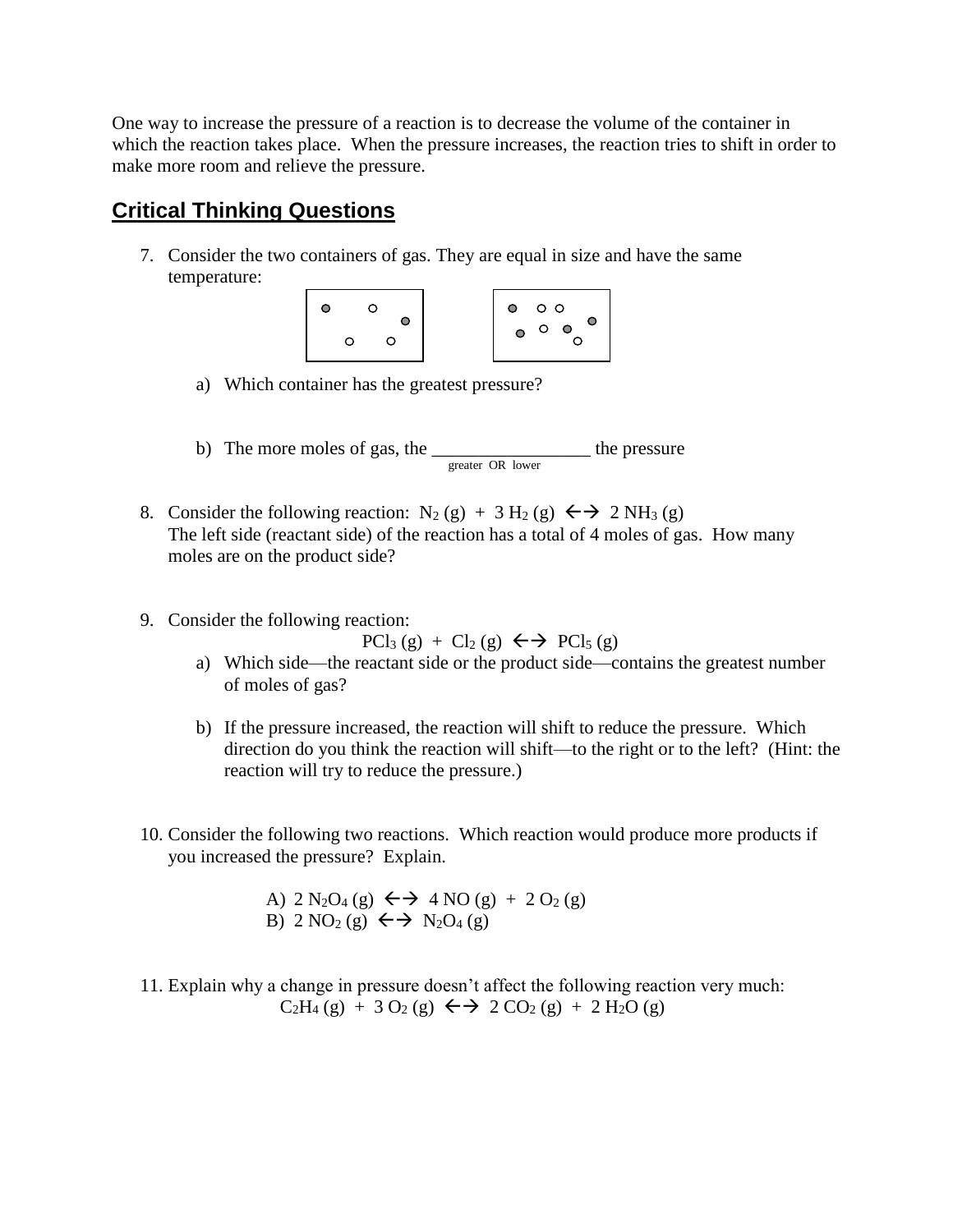One way to increase the pressure of a reaction is to decrease the volume of the container in which the reaction takes place. When the pressure increases, the reaction tries to shift in order to make more room and relieve the pressure.

## Critical Thinking Questions

7. Consider the two containers of gas. They are equal in size and have the same temperature:

   a) Which container has the greatest pressure?

   b) The more moles of gas, the _________________ the pressure
      greater OR lower

8. Consider the following reaction: $N_2\ (g)\ +\ 3\ H_2\ (g) \leftrightarrow 2\ NH_3\ (g)$
   The left side (reactant side) of the reaction has a total of 4 moles of gas. How many moles are on the product side?

9. Consider the following reaction:

   $$PCl_3\ (g)\ +\ Cl_2\ (g) \leftrightarrow PCl_5\ (g)$$

   a) Which side—the reactant side or the product side—contains the greatest number of moles of gas?

   b) If the pressure increased, the reaction will shift to reduce the pressure. Which direction do you think the reaction will shift—to the right or to the left? (Hint: the reaction will try to reduce the pressure.)

10. Consider the following two reactions. Which reaction would produce more products if you increased the pressure? Explain.

    A) $2\ N_2O_4\ (g) \leftrightarrow 4\ NO\ (g)\ +\ 2\ O_2\ (g)$
    B) $2\ NO_2\ (g) \leftrightarrow N_2O_4\ (g)$

11. Explain why a change in pressure doesn't affect the following reaction very much:

    $$C_2H_4\ (g)\ +\ 3\ O_2\ (g) \leftrightarrow 2\ CO_2\ (g)\ +\ 2\ H_2O\ (g)$$